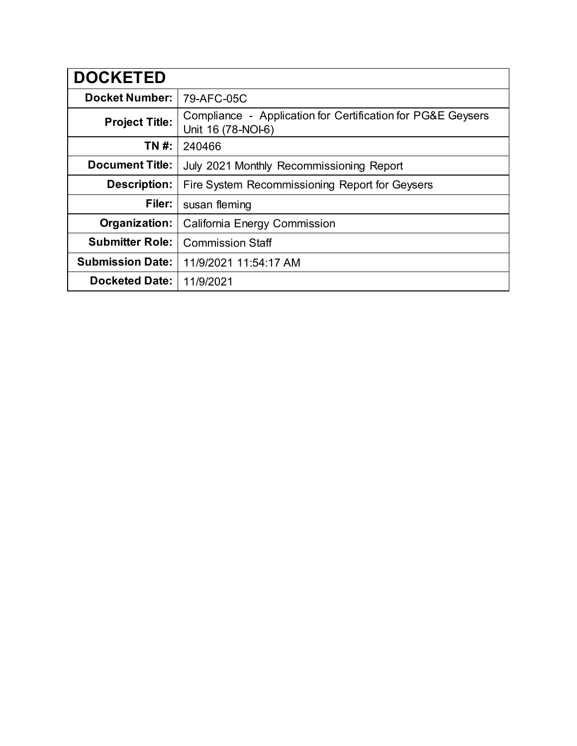| DOCKETED | |
|---|---|
| **Docket Number:** | 79-AFC-05C |
| **Project Title:** | Compliance - Application for Certification for PG&E Geysers Unit 16 (78-NOI-6) |
| **TN #:** | 240466 |
| **Document Title:** | July 2021 Monthly Recommissioning Report |
| **Description:** | Fire System Recommissioning Report for Geysers |
| **Filer:** | susan fleming |
| **Organization:** | California Energy Commission |
| **Submitter Role:** | Commission Staff |
| **Submission Date:** | 11/9/2021 11:54:17 AM |
| **Docketed Date:** | 11/9/2021 |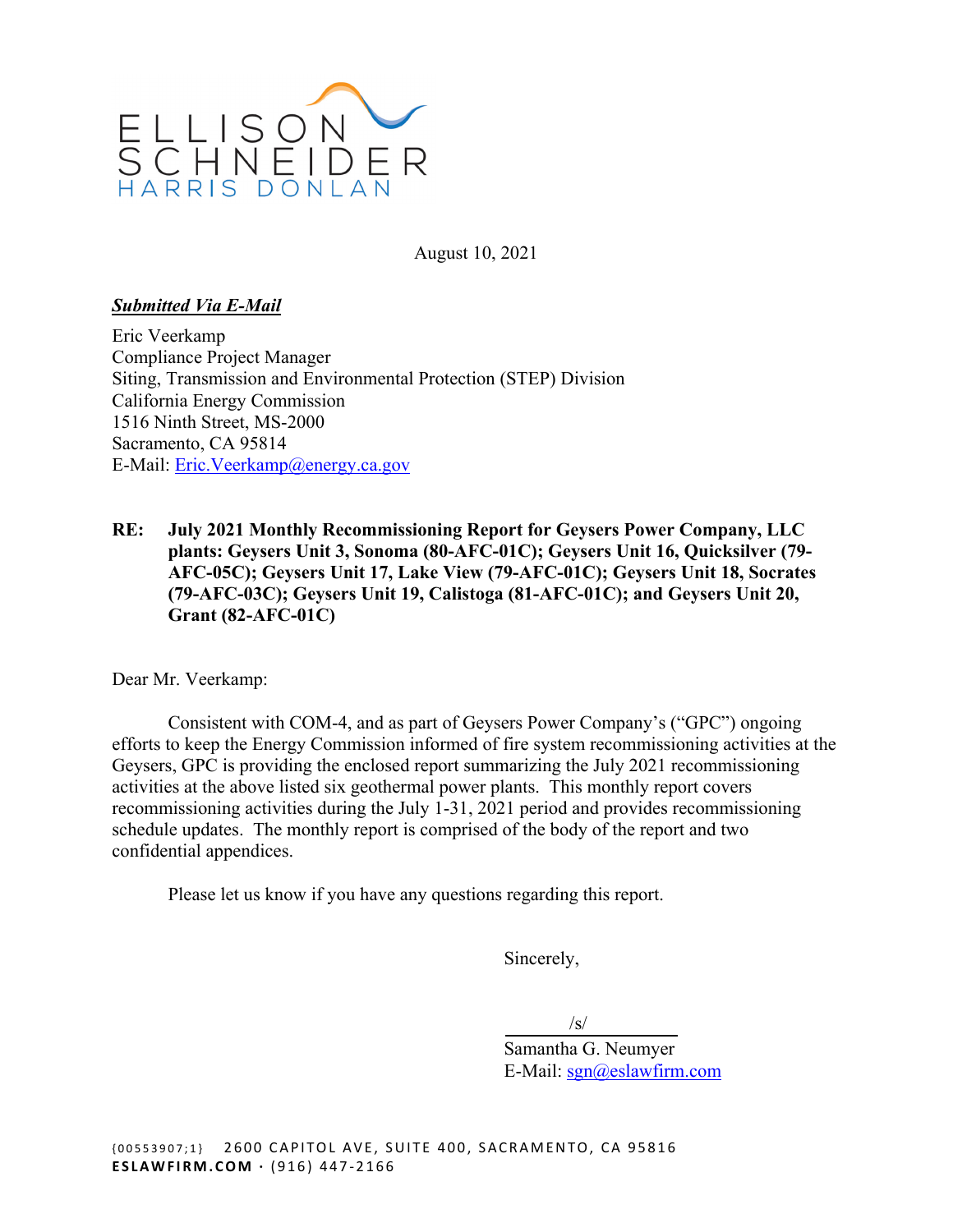ELLISON SCHNEIDER HARRIS DONLAN

August 10, 2021

***Submitted Via E-Mail***

Eric Veerkamp
Compliance Project Manager
Siting, Transmission and Environmental Protection (STEP) Division
California Energy Commission
1516 Ninth Street, MS-2000
Sacramento, CA 95814
E-Mail: [Eric.Veerkamp@energy.ca.gov](mailto:Eric.Veerkamp@energy.ca.gov)

**RE: July 2021 Monthly Recommissioning Report for Geysers Power Company, LLC plants: Geysers Unit 3, Sonoma (80-AFC-01C); Geysers Unit 16, Quicksilver (79-AFC-05C); Geysers Unit 17, Lake View (79-AFC-01C); Geysers Unit 18, Socrates (79-AFC-03C); Geysers Unit 19, Calistoga (81-AFC-01C); and Geysers Unit 20, Grant (82-AFC-01C)**

Dear Mr. Veerkamp:

Consistent with COM-4, and as part of Geysers Power Company's ("GPC") ongoing efforts to keep the Energy Commission informed of fire system recommissioning activities at the Geysers, GPC is providing the enclosed report summarizing the July 2021 recommissioning activities at the above listed six geothermal power plants. This monthly report covers recommissioning activities during the July 1-31, 2021 period and provides recommissioning schedule updates. The monthly report is comprised of the body of the report and two confidential appendices.

Please let us know if you have any questions regarding this report.

Sincerely,

/s/

Samantha G. Neumyer
E-Mail: [sgn@eslawfirm.com](mailto:sgn@eslawfirm.com)

{00553907;1} 2600 CAPITOL AVE, SUITE 400, SACRAMENTO, CA 95816
**ESLAWFIRM.COM** · (916) 447-2166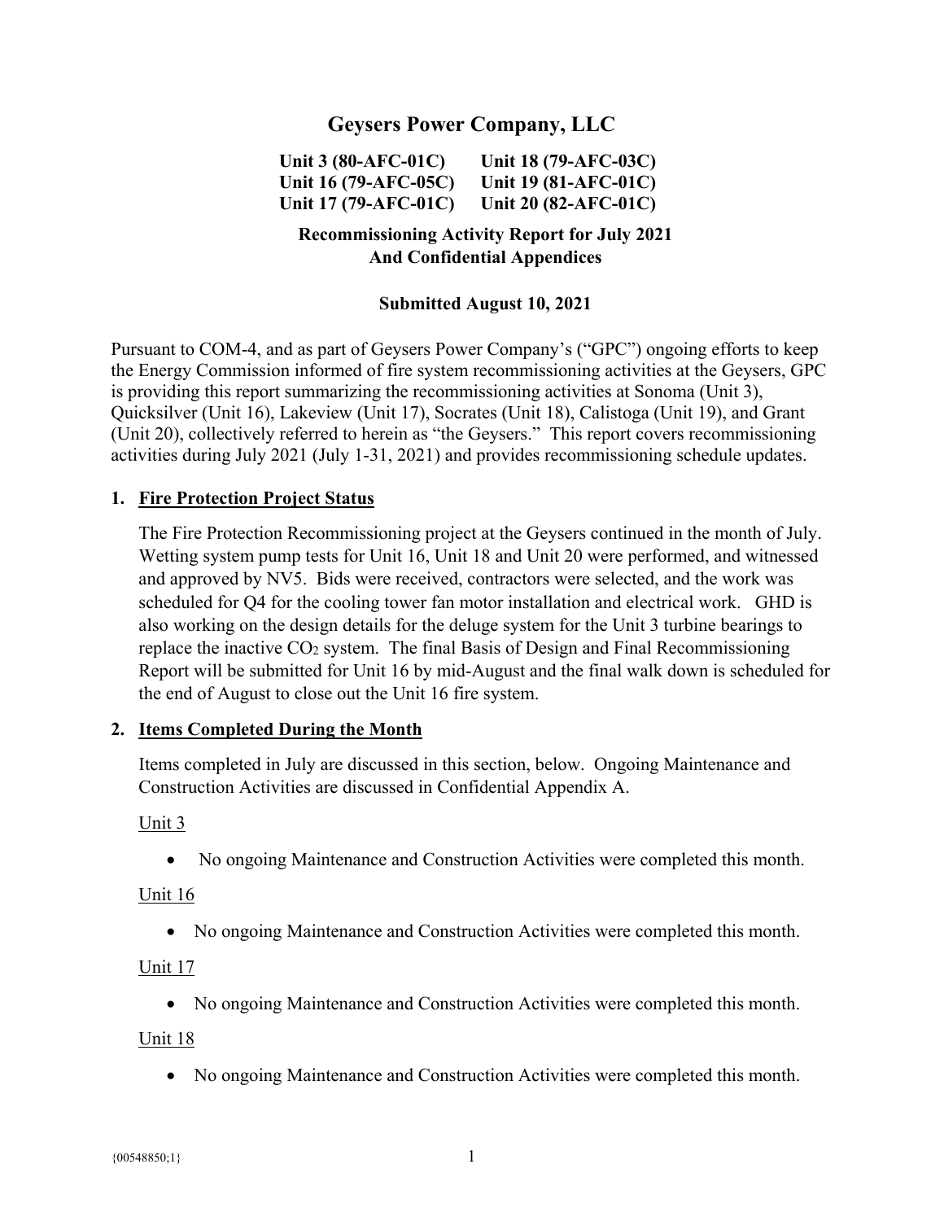# Geysers Power Company, LLC

**Unit 3 (80-AFC-01C)** **Unit 18 (79-AFC-03C)**
**Unit 16 (79-AFC-05C)** **Unit 19 (81-AFC-01C)**
**Unit 17 (79-AFC-01C)** **Unit 20 (82-AFC-01C)**

**Recommissioning Activity Report for July 2021**
**And Confidential Appendices**

**Submitted August 10, 2021**

Pursuant to COM-4, and as part of Geysers Power Company's ("GPC") ongoing efforts to keep the Energy Commission informed of fire system recommissioning activities at the Geysers, GPC is providing this report summarizing the recommissioning activities at Sonoma (Unit 3), Quicksilver (Unit 16), Lakeview (Unit 17), Socrates (Unit 18), Calistoga (Unit 19), and Grant (Unit 20), collectively referred to herein as "the Geysers." This report covers recommissioning activities during July 2021 (July 1-31, 2021) and provides recommissioning schedule updates.

## 1. Fire Protection Project Status

The Fire Protection Recommissioning project at the Geysers continued in the month of July. Wetting system pump tests for Unit 16, Unit 18 and Unit 20 were performed, and witnessed and approved by NV5. Bids were received, contractors were selected, and the work was scheduled for Q4 for the cooling tower fan motor installation and electrical work. GHD is also working on the design details for the deluge system for the Unit 3 turbine bearings to replace the inactive $CO_2$ system. The final Basis of Design and Final Recommissioning Report will be submitted for Unit 16 by mid-August and the final walk down is scheduled for the end of August to close out the Unit 16 fire system.

## 2. Items Completed During the Month

Items completed in July are discussed in this section, below. Ongoing Maintenance and Construction Activities are discussed in Confidential Appendix A.

Unit 3

- No ongoing Maintenance and Construction Activities were completed this month.

Unit 16

- No ongoing Maintenance and Construction Activities were completed this month.

Unit 17

- No ongoing Maintenance and Construction Activities were completed this month.

Unit 18

- No ongoing Maintenance and Construction Activities were completed this month.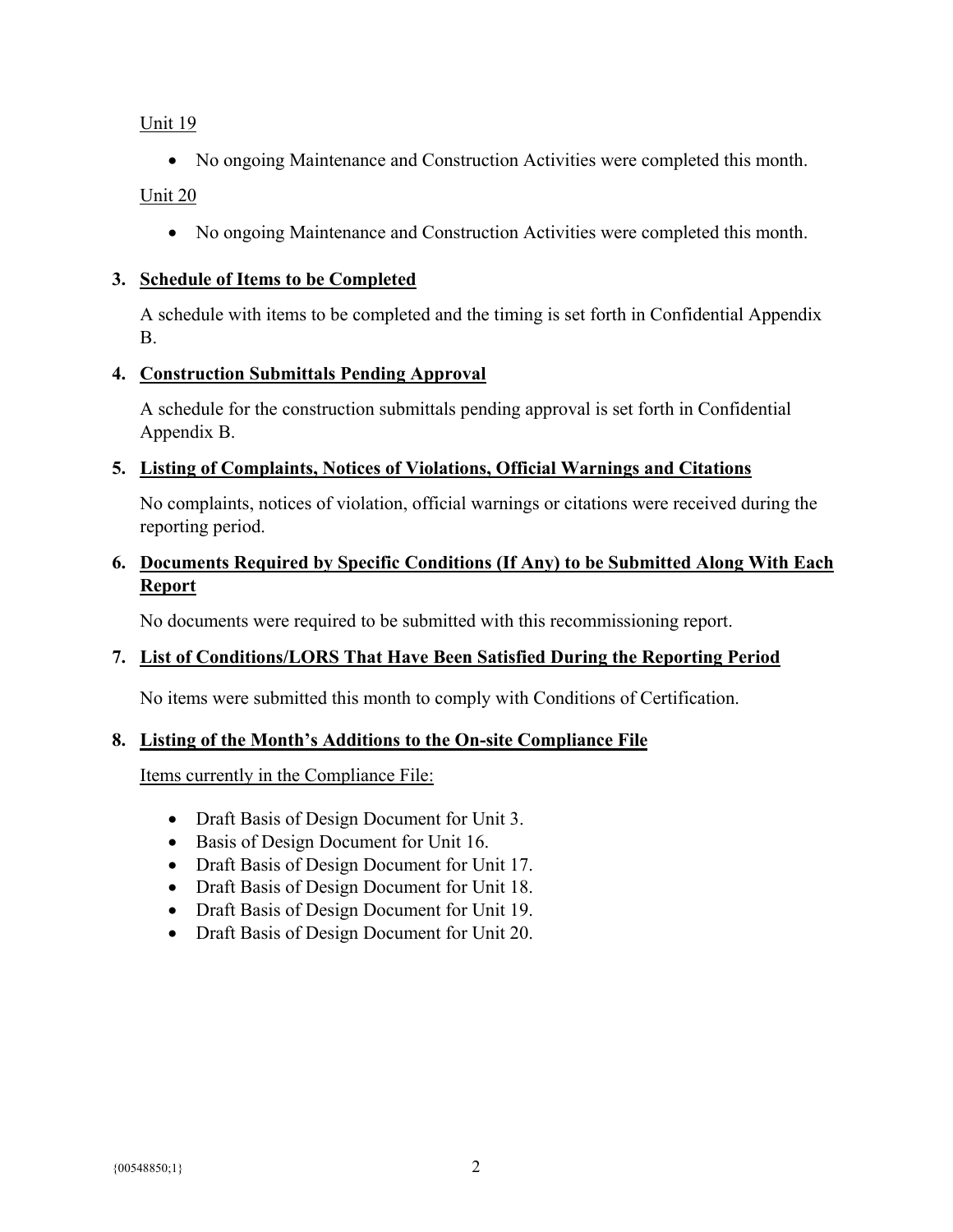Unit 19

- No ongoing Maintenance and Construction Activities were completed this month.

Unit 20

- No ongoing Maintenance and Construction Activities were completed this month.

**3. Schedule of Items to be Completed**

A schedule with items to be completed and the timing is set forth in Confidential Appendix B.

**4. Construction Submittals Pending Approval**

A schedule for the construction submittals pending approval is set forth in Confidential Appendix B.

**5. Listing of Complaints, Notices of Violations, Official Warnings and Citations**

No complaints, notices of violation, official warnings or citations were received during the reporting period.

**6. Documents Required by Specific Conditions (If Any) to be Submitted Along With Each Report**

No documents were required to be submitted with this recommissioning report.

**7. List of Conditions/LORS That Have Been Satisfied During the Reporting Period**

No items were submitted this month to comply with Conditions of Certification.

**8. Listing of the Month's Additions to the On-site Compliance File**

Items currently in the Compliance File:

- Draft Basis of Design Document for Unit 3.
- Basis of Design Document for Unit 16.
- Draft Basis of Design Document for Unit 17.
- Draft Basis of Design Document for Unit 18.
- Draft Basis of Design Document for Unit 19.
- Draft Basis of Design Document for Unit 20.

{00548850;1}